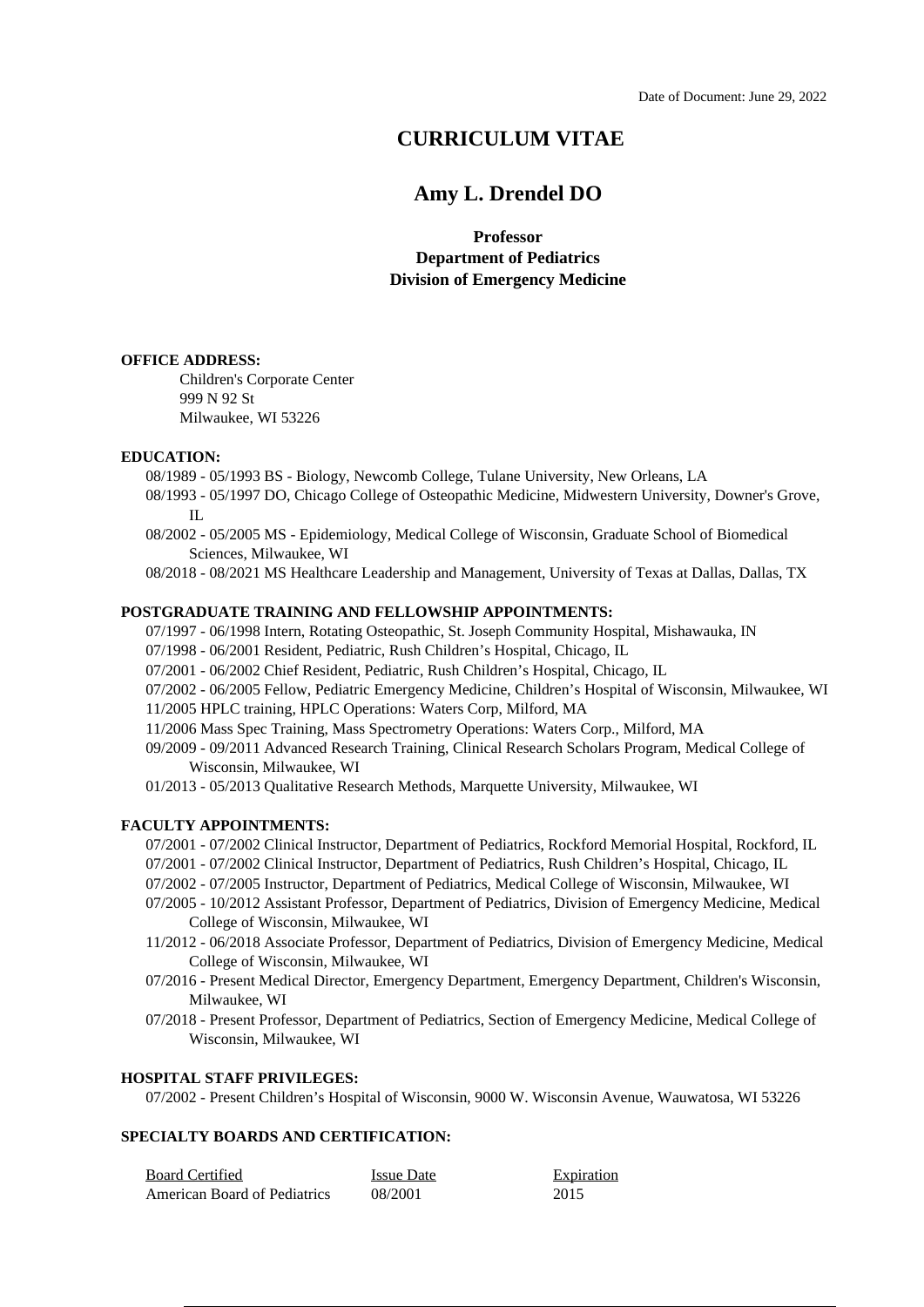Date of Document: June 29, 2022

# CURRICULUM VITAE

## Amy L. Drendel DO

**Professor**
**Department of Pediatrics**
**Division of Emergency Medicine**

**OFFICE ADDRESS:**

Children's Corporate Center
999 N 92 St
Milwaukee, WI 53226

**EDUCATION:**

08/1989 - 05/1993 BS - Biology, Newcomb College, Tulane University, New Orleans, LA
08/1993 - 05/1997 DO, Chicago College of Osteopathic Medicine, Midwestern University, Downer's Grove, IL
08/2002 - 05/2005 MS - Epidemiology, Medical College of Wisconsin, Graduate School of Biomedical Sciences, Milwaukee, WI
08/2018 - 08/2021 MS Healthcare Leadership and Management, University of Texas at Dallas, Dallas, TX

**POSTGRADUATE TRAINING AND FELLOWSHIP APPOINTMENTS:**

07/1997 - 06/1998 Intern, Rotating Osteopathic, St. Joseph Community Hospital, Mishawauka, IN
07/1998 - 06/2001 Resident, Pediatric, Rush Children's Hospital, Chicago, IL
07/2001 - 06/2002 Chief Resident, Pediatric, Rush Children's Hospital, Chicago, IL
07/2002 - 06/2005 Fellow, Pediatric Emergency Medicine, Children's Hospital of Wisconsin, Milwaukee, WI
11/2005 HPLC training, HPLC Operations: Waters Corp, Milford, MA
11/2006 Mass Spec Training, Mass Spectrometry Operations: Waters Corp., Milford, MA
09/2009 - 09/2011 Advanced Research Training, Clinical Research Scholars Program, Medical College of Wisconsin, Milwaukee, WI
01/2013 - 05/2013 Qualitative Research Methods, Marquette University, Milwaukee, WI

**FACULTY APPOINTMENTS:**

07/2001 - 07/2002 Clinical Instructor, Department of Pediatrics, Rockford Memorial Hospital, Rockford, IL
07/2001 - 07/2002 Clinical Instructor, Department of Pediatrics, Rush Children's Hospital, Chicago, IL
07/2002 - 07/2005 Instructor, Department of Pediatrics, Medical College of Wisconsin, Milwaukee, WI
07/2005 - 10/2012 Assistant Professor, Department of Pediatrics, Division of Emergency Medicine, Medical College of Wisconsin, Milwaukee, WI
11/2012 - 06/2018 Associate Professor, Department of Pediatrics, Division of Emergency Medicine, Medical College of Wisconsin, Milwaukee, WI
07/2016 - Present Medical Director, Emergency Department, Emergency Department, Children's Wisconsin, Milwaukee, WI
07/2018 - Present Professor, Department of Pediatrics, Section of Emergency Medicine, Medical College of Wisconsin, Milwaukee, WI

**HOSPITAL STAFF PRIVILEGES:**

07/2002 - Present Children's Hospital of Wisconsin, 9000 W. Wisconsin Avenue, Wauwatosa, WI 53226

**SPECIALTY BOARDS AND CERTIFICATION:**

| Board Certified | Issue Date | Expiration |
| --- | --- | --- |
| American Board of Pediatrics | 08/2001 | 2015 |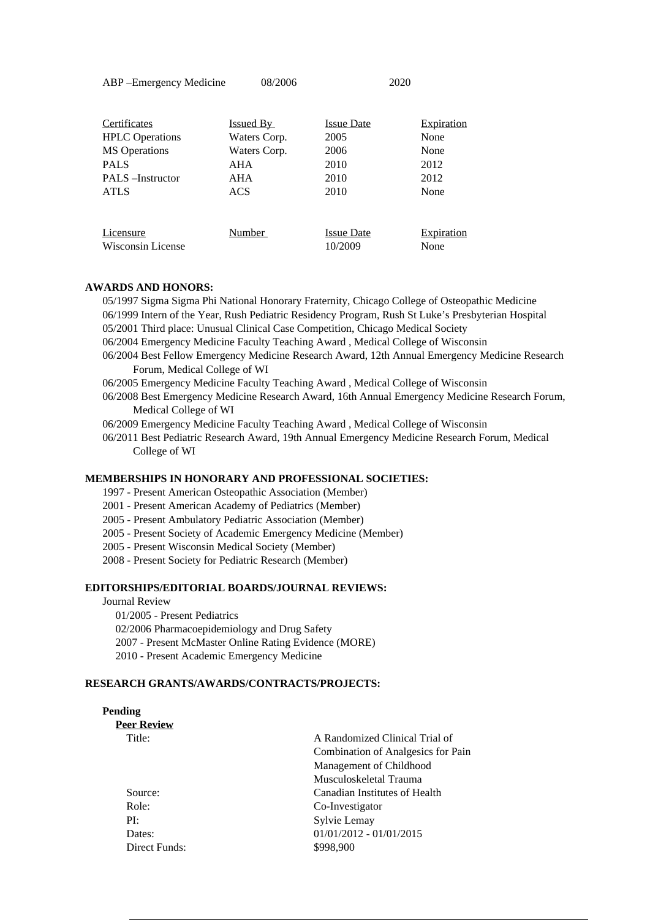| | | |
|---|---|---|
| ABP –Emergency Medicine | 08/2006 | 2020 |

| Certificates | Issued By | Issue Date | Expiration |
|---|---|---|---|
| HPLC Operations | Waters Corp. | 2005 | None |
| MS Operations | Waters Corp. | 2006 | None |
| PALS | AHA | 2010 | 2012 |
| PALS –Instructor | AHA | 2010 | 2012 |
| ATLS | ACS | 2010 | None |

| Licensure | Number | Issue Date | Expiration |
|---|---|---|---|
| Wisconsin License | | 10/2009 | None |

**AWARDS AND HONORS:**

05/1997 Sigma Sigma Phi National Honorary Fraternity, Chicago College of Osteopathic Medicine
06/1999 Intern of the Year, Rush Pediatric Residency Program, Rush St Luke's Presbyterian Hospital
05/2001 Third place: Unusual Clinical Case Competition, Chicago Medical Society
06/2004 Emergency Medicine Faculty Teaching Award , Medical College of Wisconsin
06/2004 Best Fellow Emergency Medicine Research Award, 12th Annual Emergency Medicine Research Forum, Medical College of WI
06/2005 Emergency Medicine Faculty Teaching Award , Medical College of Wisconsin
06/2008 Best Emergency Medicine Research Award, 16th Annual Emergency Medicine Research Forum, Medical College of WI
06/2009 Emergency Medicine Faculty Teaching Award , Medical College of Wisconsin
06/2011 Best Pediatric Research Award, 19th Annual Emergency Medicine Research Forum, Medical College of WI

**MEMBERSHIPS IN HONORARY AND PROFESSIONAL SOCIETIES:**

1997 - Present American Osteopathic Association (Member)
2001 - Present American Academy of Pediatrics (Member)
2005 - Present Ambulatory Pediatric Association (Member)
2005 - Present Society of Academic Emergency Medicine (Member)
2005 - Present Wisconsin Medical Society (Member)
2008 - Present Society for Pediatric Research (Member)

**EDITORSHIPS/EDITORIAL BOARDS/JOURNAL REVIEWS:**

Journal Review

01/2005 - Present Pediatrics
02/2006 Pharmacoepidemiology and Drug Safety
2007 - Present McMaster Online Rating Evidence (MORE)
2010 - Present Academic Emergency Medicine

**RESEARCH GRANTS/AWARDS/CONTRACTS/PROJECTS:**

**Pending**

**Peer Review**

| | |
|---|---|
| Title: | A Randomized Clinical Trial of Combination of Analgesics for Pain Management of Childhood Musculoskeletal Trauma |
| Source: | Canadian Institutes of Health |
| Role: | Co-Investigator |
| PI: | Sylvie Lemay |
| Dates: | 01/01/2012 - 01/01/2015 |
| Direct Funds: | $998,900 |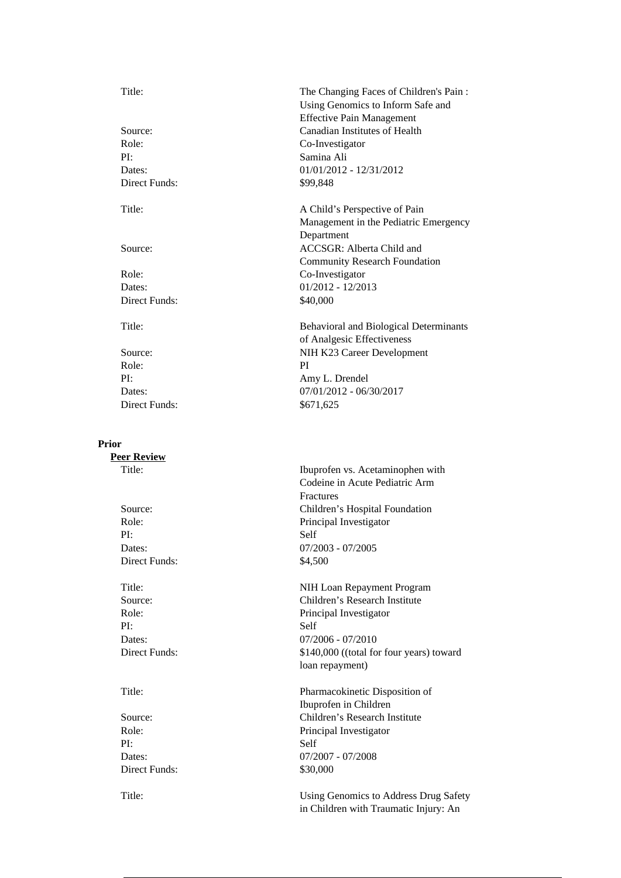| | |
|---|---|
| Title: | The Changing Faces of Children's Pain : Using Genomics to Inform Safe and Effective Pain Management |
| Source: | Canadian Institutes of Health |
| Role: | Co-Investigator |
| PI: | Samina Ali |
| Dates: | 01/01/2012 - 12/31/2012 |
| Direct Funds: | $99,848 |

| | |
|---|---|
| Title: | A Child's Perspective of Pain Management in the Pediatric Emergency Department |
| Source: | ACCSGR: Alberta Child and Community Research Foundation |
| Role: | Co-Investigator |
| Dates: | 01/2012 - 12/2013 |
| Direct Funds: | $40,000 |

| | |
|---|---|
| Title: | Behavioral and Biological Determinants of Analgesic Effectiveness |
| Source: | NIH K23 Career Development |
| Role: | PI |
| PI: | Amy L. Drendel |
| Dates: | 07/01/2012 - 06/30/2017 |
| Direct Funds: | $671,625 |

**Prior**

**Peer Review**

| | |
|---|---|
| Title: | Ibuprofen vs. Acetaminophen with Codeine in Acute Pediatric Arm Fractures |
| Source: | Children's Hospital Foundation |
| Role: | Principal Investigator |
| PI: | Self |
| Dates: | 07/2003 - 07/2005 |
| Direct Funds: | $4,500 |

| | |
|---|---|
| Title: | NIH Loan Repayment Program |
| Source: | Children's Research Institute |
| Role: | Principal Investigator |
| PI: | Self |
| Dates: | 07/2006 - 07/2010 |
| Direct Funds: | $140,000 ((total for four years) toward loan repayment) |

| | |
|---|---|
| Title: | Pharmacokinetic Disposition of Ibuprofen in Children |
| Source: | Children's Research Institute |
| Role: | Principal Investigator |
| PI: | Self |
| Dates: | 07/2007 - 07/2008 |
| Direct Funds: | $30,000 |

| | |
|---|---|
| Title: | Using Genomics to Address Drug Safety in Children with Traumatic Injury: An |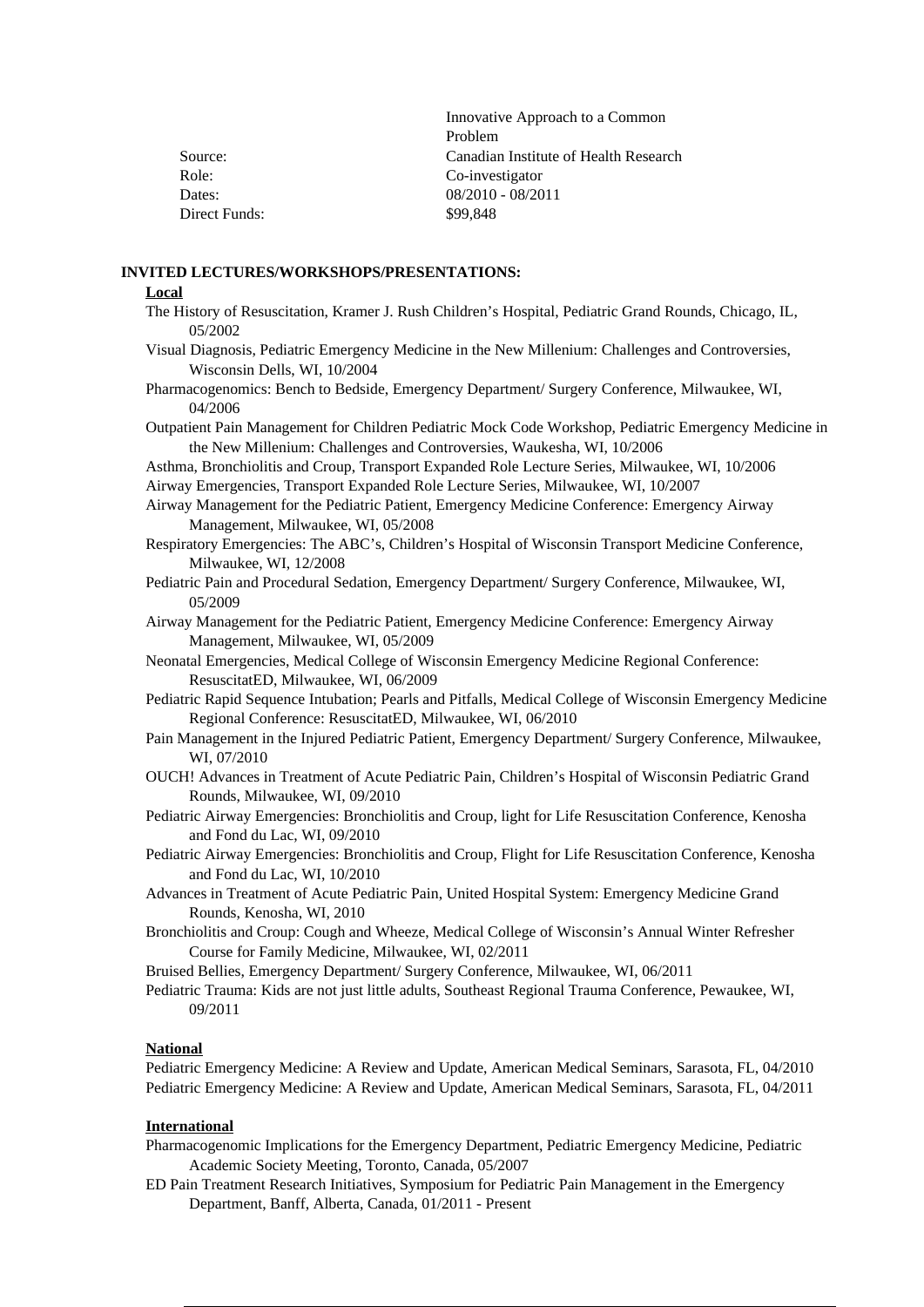| | |
|---|---|
| | Innovative Approach to a Common Problem |
| Source: | Canadian Institute of Health Research |
| Role: | Co-investigator |
| Dates: | 08/2010 - 08/2011 |
| Direct Funds: | $99,848 |

**INVITED LECTURES/WORKSHOPS/PRESENTATIONS:**

**Local**

The History of Resuscitation, Kramer J. Rush Children's Hospital, Pediatric Grand Rounds, Chicago, IL, 05/2002

Visual Diagnosis, Pediatric Emergency Medicine in the New Millenium: Challenges and Controversies, Wisconsin Dells, WI, 10/2004

Pharmacogenomics: Bench to Bedside, Emergency Department/ Surgery Conference, Milwaukee, WI, 04/2006

Outpatient Pain Management for Children Pediatric Mock Code Workshop, Pediatric Emergency Medicine in the New Millenium: Challenges and Controversies, Waukesha, WI, 10/2006

Asthma, Bronchiolitis and Croup, Transport Expanded Role Lecture Series, Milwaukee, WI, 10/2006

Airway Emergencies, Transport Expanded Role Lecture Series, Milwaukee, WI, 10/2007

Airway Management for the Pediatric Patient, Emergency Medicine Conference: Emergency Airway Management, Milwaukee, WI, 05/2008

Respiratory Emergencies: The ABC's, Children's Hospital of Wisconsin Transport Medicine Conference, Milwaukee, WI, 12/2008

Pediatric Pain and Procedural Sedation, Emergency Department/ Surgery Conference, Milwaukee, WI, 05/2009

Airway Management for the Pediatric Patient, Emergency Medicine Conference: Emergency Airway Management, Milwaukee, WI, 05/2009

Neonatal Emergencies, Medical College of Wisconsin Emergency Medicine Regional Conference: ResuscitatED, Milwaukee, WI, 06/2009

Pediatric Rapid Sequence Intubation; Pearls and Pitfalls, Medical College of Wisconsin Emergency Medicine Regional Conference: ResuscitatED, Milwaukee, WI, 06/2010

Pain Management in the Injured Pediatric Patient, Emergency Department/ Surgery Conference, Milwaukee, WI, 07/2010

OUCH! Advances in Treatment of Acute Pediatric Pain, Children's Hospital of Wisconsin Pediatric Grand Rounds, Milwaukee, WI, 09/2010

Pediatric Airway Emergencies: Bronchiolitis and Croup, light for Life Resuscitation Conference, Kenosha and Fond du Lac, WI, 09/2010

Pediatric Airway Emergencies: Bronchiolitis and Croup, Flight for Life Resuscitation Conference, Kenosha and Fond du Lac, WI, 10/2010

Advances in Treatment of Acute Pediatric Pain, United Hospital System: Emergency Medicine Grand Rounds, Kenosha, WI, 2010

Bronchiolitis and Croup: Cough and Wheeze, Medical College of Wisconsin's Annual Winter Refresher Course for Family Medicine, Milwaukee, WI, 02/2011

Bruised Bellies, Emergency Department/ Surgery Conference, Milwaukee, WI, 06/2011

Pediatric Trauma: Kids are not just little adults, Southeast Regional Trauma Conference, Pewaukee, WI, 09/2011

**National**

Pediatric Emergency Medicine: A Review and Update, American Medical Seminars, Sarasota, FL, 04/2010

Pediatric Emergency Medicine: A Review and Update, American Medical Seminars, Sarasota, FL, 04/2011

**International**

Pharmacogenomic Implications for the Emergency Department, Pediatric Emergency Medicine, Pediatric Academic Society Meeting, Toronto, Canada, 05/2007

ED Pain Treatment Research Initiatives, Symposium for Pediatric Pain Management in the Emergency Department, Banff, Alberta, Canada, 01/2011 - Present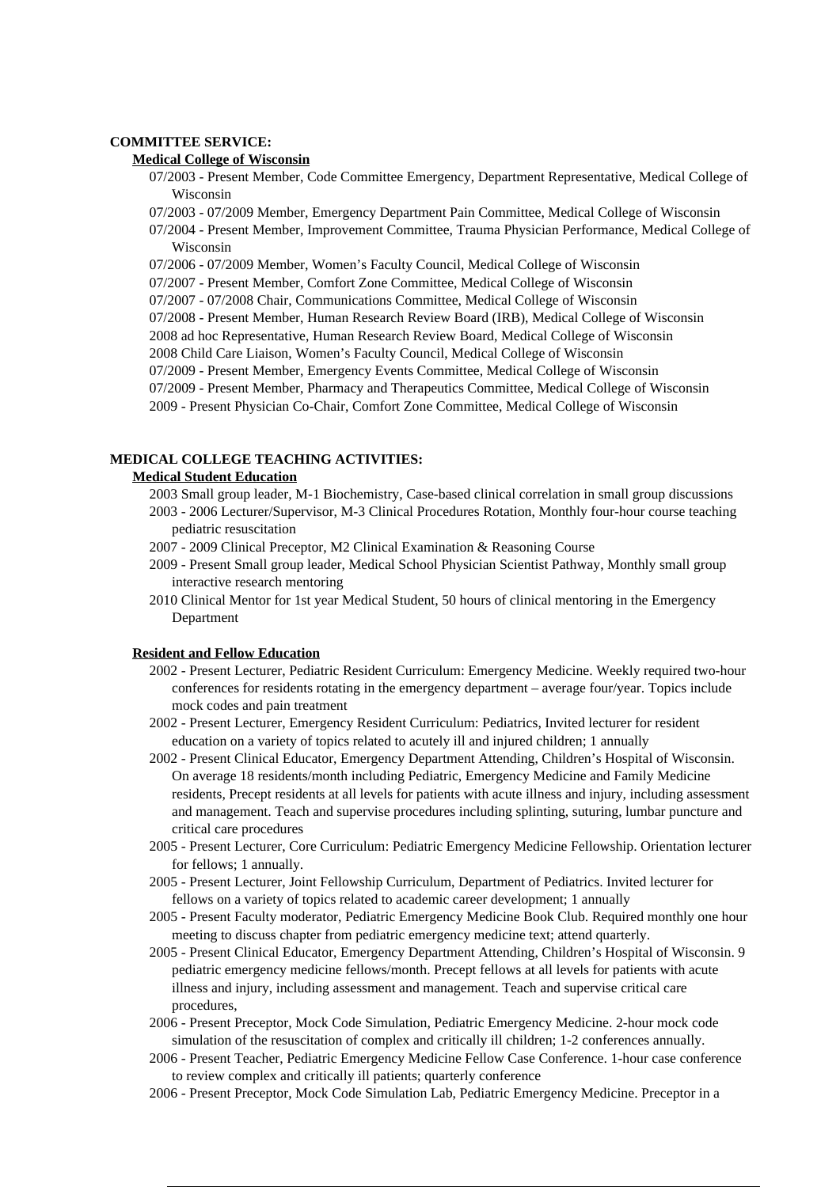**COMMITTEE SERVICE:**

**Medical College of Wisconsin**

- 07/2003 - Present Member, Code Committee Emergency, Department Representative, Medical College of Wisconsin
- 07/2003 - 07/2009 Member, Emergency Department Pain Committee, Medical College of Wisconsin
- 07/2004 - Present Member, Improvement Committee, Trauma Physician Performance, Medical College of Wisconsin
- 07/2006 - 07/2009 Member, Women's Faculty Council, Medical College of Wisconsin
- 07/2007 - Present Member, Comfort Zone Committee, Medical College of Wisconsin
- 07/2007 - 07/2008 Chair, Communications Committee, Medical College of Wisconsin
- 07/2008 - Present Member, Human Research Review Board (IRB), Medical College of Wisconsin
- 2008 ad hoc Representative, Human Research Review Board, Medical College of Wisconsin
- 2008 Child Care Liaison, Women's Faculty Council, Medical College of Wisconsin
- 07/2009 - Present Member, Emergency Events Committee, Medical College of Wisconsin
- 07/2009 - Present Member, Pharmacy and Therapeutics Committee, Medical College of Wisconsin
- 2009 - Present Physician Co-Chair, Comfort Zone Committee, Medical College of Wisconsin

**MEDICAL COLLEGE TEACHING ACTIVITIES:**

**Medical Student Education**

- 2003 Small group leader, M-1 Biochemistry, Case-based clinical correlation in small group discussions
- 2003 - 2006 Lecturer/Supervisor, M-3 Clinical Procedures Rotation, Monthly four-hour course teaching pediatric resuscitation
- 2007 - 2009 Clinical Preceptor, M2 Clinical Examination & Reasoning Course
- 2009 - Present Small group leader, Medical School Physician Scientist Pathway, Monthly small group interactive research mentoring
- 2010 Clinical Mentor for 1st year Medical Student, 50 hours of clinical mentoring in the Emergency Department

**Resident and Fellow Education**

- 2002 - Present Lecturer, Pediatric Resident Curriculum: Emergency Medicine. Weekly required two-hour conferences for residents rotating in the emergency department – average four/year. Topics include mock codes and pain treatment
- 2002 - Present Lecturer, Emergency Resident Curriculum: Pediatrics, Invited lecturer for resident education on a variety of topics related to acutely ill and injured children; 1 annually
- 2002 - Present Clinical Educator, Emergency Department Attending, Children's Hospital of Wisconsin. On average 18 residents/month including Pediatric, Emergency Medicine and Family Medicine residents, Precept residents at all levels for patients with acute illness and injury, including assessment and management. Teach and supervise procedures including splinting, suturing, lumbar puncture and critical care procedures
- 2005 - Present Lecturer, Core Curriculum: Pediatric Emergency Medicine Fellowship. Orientation lecturer for fellows; 1 annually.
- 2005 - Present Lecturer, Joint Fellowship Curriculum, Department of Pediatrics. Invited lecturer for fellows on a variety of topics related to academic career development; 1 annually
- 2005 - Present Faculty moderator, Pediatric Emergency Medicine Book Club. Required monthly one hour meeting to discuss chapter from pediatric emergency medicine text; attend quarterly.
- 2005 - Present Clinical Educator, Emergency Department Attending, Children's Hospital of Wisconsin. 9 pediatric emergency medicine fellows/month. Precept fellows at all levels for patients with acute illness and injury, including assessment and management. Teach and supervise critical care procedures,
- 2006 - Present Preceptor, Mock Code Simulation, Pediatric Emergency Medicine. 2-hour mock code simulation of the resuscitation of complex and critically ill children; 1-2 conferences annually.
- 2006 - Present Teacher, Pediatric Emergency Medicine Fellow Case Conference. 1-hour case conference to review complex and critically ill patients; quarterly conference
- 2006 - Present Preceptor, Mock Code Simulation Lab, Pediatric Emergency Medicine. Preceptor in a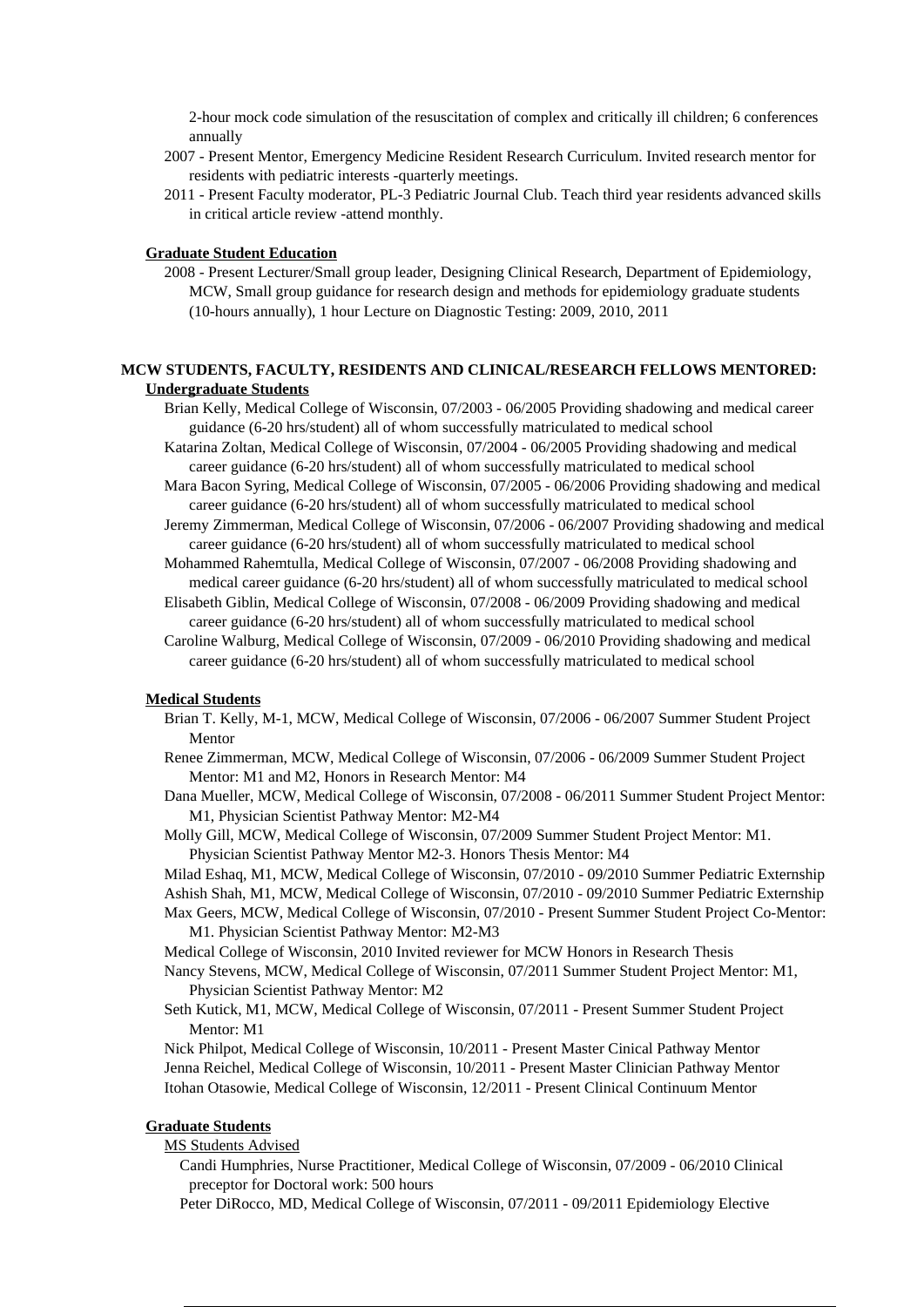2-hour mock code simulation of the resuscitation of complex and critically ill children; 6 conferences annually

2007 - Present Mentor, Emergency Medicine Resident Research Curriculum. Invited research mentor for residents with pediatric interests -quarterly meetings.

2011 - Present Faculty moderator, PL-3 Pediatric Journal Club. Teach third year residents advanced skills in critical article review -attend monthly.

**Graduate Student Education**

2008 - Present Lecturer/Small group leader, Designing Clinical Research, Department of Epidemiology, MCW, Small group guidance for research design and methods for epidemiology graduate students (10-hours annually), 1 hour Lecture on Diagnostic Testing: 2009, 2010, 2011

## MCW STUDENTS, FACULTY, RESIDENTS AND CLINICAL/RESEARCH FELLOWS MENTORED:

**Undergraduate Students**

Brian Kelly, Medical College of Wisconsin, 07/2003 - 06/2005 Providing shadowing and medical career guidance (6-20 hrs/student) all of whom successfully matriculated to medical school

Katarina Zoltan, Medical College of Wisconsin, 07/2004 - 06/2005 Providing shadowing and medical career guidance (6-20 hrs/student) all of whom successfully matriculated to medical school

Mara Bacon Syring, Medical College of Wisconsin, 07/2005 - 06/2006 Providing shadowing and medical career guidance (6-20 hrs/student) all of whom successfully matriculated to medical school

Jeremy Zimmerman, Medical College of Wisconsin, 07/2006 - 06/2007 Providing shadowing and medical career guidance (6-20 hrs/student) all of whom successfully matriculated to medical school

Mohammed Rahemtulla, Medical College of Wisconsin, 07/2007 - 06/2008 Providing shadowing and medical career guidance (6-20 hrs/student) all of whom successfully matriculated to medical school

Elisabeth Giblin, Medical College of Wisconsin, 07/2008 - 06/2009 Providing shadowing and medical career guidance (6-20 hrs/student) all of whom successfully matriculated to medical school

Caroline Walburg, Medical College of Wisconsin, 07/2009 - 06/2010 Providing shadowing and medical career guidance (6-20 hrs/student) all of whom successfully matriculated to medical school

**Medical Students**

Brian T. Kelly, M-1, MCW, Medical College of Wisconsin, 07/2006 - 06/2007 Summer Student Project Mentor

Renee Zimmerman, MCW, Medical College of Wisconsin, 07/2006 - 06/2009 Summer Student Project Mentor: M1 and M2, Honors in Research Mentor: M4

Dana Mueller, MCW, Medical College of Wisconsin, 07/2008 - 06/2011 Summer Student Project Mentor: M1, Physician Scientist Pathway Mentor: M2-M4

Molly Gill, MCW, Medical College of Wisconsin, 07/2009 Summer Student Project Mentor: M1. Physician Scientist Pathway Mentor M2-3. Honors Thesis Mentor: M4

Milad Eshaq, M1, MCW, Medical College of Wisconsin, 07/2010 - 09/2010 Summer Pediatric Externship

Ashish Shah, M1, MCW, Medical College of Wisconsin, 07/2010 - 09/2010 Summer Pediatric Externship

Max Geers, MCW, Medical College of Wisconsin, 07/2010 - Present Summer Student Project Co-Mentor: M1. Physician Scientist Pathway Mentor: M2-M3

Medical College of Wisconsin, 2010 Invited reviewer for MCW Honors in Research Thesis

Nancy Stevens, MCW, Medical College of Wisconsin, 07/2011 Summer Student Project Mentor: M1, Physician Scientist Pathway Mentor: M2

Seth Kutick, M1, MCW, Medical College of Wisconsin, 07/2011 - Present Summer Student Project Mentor: M1

Nick Philpot, Medical College of Wisconsin, 10/2011 - Present Master Cinical Pathway Mentor

Jenna Reichel, Medical College of Wisconsin, 10/2011 - Present Master Clinician Pathway Mentor

Itohan Otasowie, Medical College of Wisconsin, 12/2011 - Present Clinical Continuum Mentor

**Graduate Students**

MS Students Advised

Candi Humphries, Nurse Practitioner, Medical College of Wisconsin, 07/2009 - 06/2010 Clinical preceptor for Doctoral work: 500 hours

Peter DiRocco, MD, Medical College of Wisconsin, 07/2011 - 09/2011 Epidemiology Elective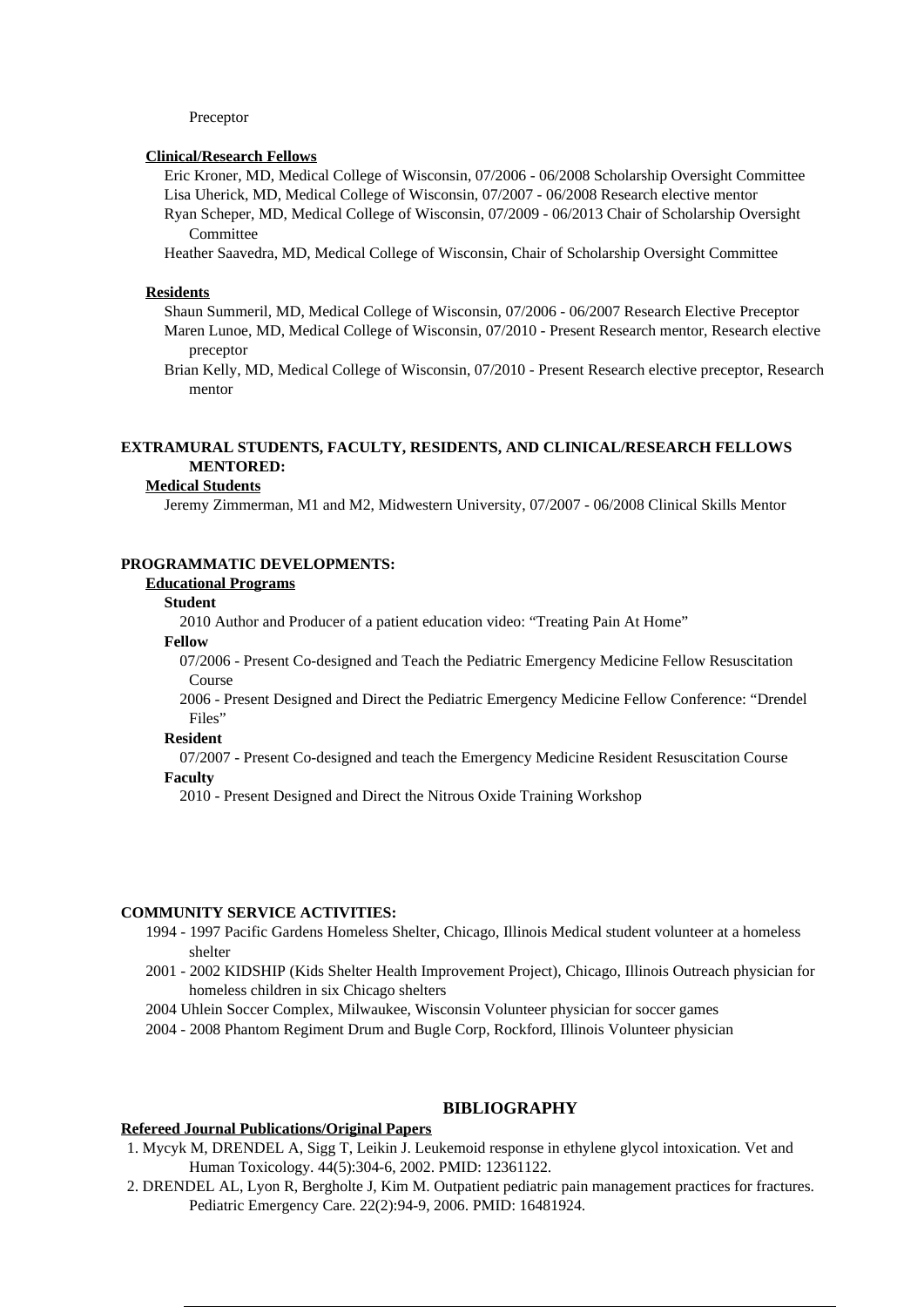Preceptor

**Clinical/Research Fellows**

Eric Kroner, MD, Medical College of Wisconsin, 07/2006 - 06/2008 Scholarship Oversight Committee

Lisa Uherick, MD, Medical College of Wisconsin, 07/2007 - 06/2008 Research elective mentor

Ryan Scheper, MD, Medical College of Wisconsin, 07/2009 - 06/2013 Chair of Scholarship Oversight Committee

Heather Saavedra, MD, Medical College of Wisconsin, Chair of Scholarship Oversight Committee

**Residents**

Shaun Summeril, MD, Medical College of Wisconsin, 07/2006 - 06/2007 Research Elective Preceptor

Maren Lunoe, MD, Medical College of Wisconsin, 07/2010 - Present Research mentor, Research elective preceptor

Brian Kelly, MD, Medical College of Wisconsin, 07/2010 - Present Research elective preceptor, Research mentor

## EXTRAMURAL STUDENTS, FACULTY, RESIDENTS, AND CLINICAL/RESEARCH FELLOWS MENTORED:

**Medical Students**

Jeremy Zimmerman, M1 and M2, Midwestern University, 07/2007 - 06/2008 Clinical Skills Mentor

## PROGRAMMATIC DEVELOPMENTS:

**Educational Programs**

**Student**

2010 Author and Producer of a patient education video: "Treating Pain At Home"

**Fellow**

07/2006 - Present Co-designed and Teach the Pediatric Emergency Medicine Fellow Resuscitation Course

2006 - Present Designed and Direct the Pediatric Emergency Medicine Fellow Conference: "Drendel Files"

**Resident**

07/2007 - Present Co-designed and teach the Emergency Medicine Resident Resuscitation Course

**Faculty**

2010 - Present Designed and Direct the Nitrous Oxide Training Workshop

## COMMUNITY SERVICE ACTIVITIES:

1994 - 1997 Pacific Gardens Homeless Shelter, Chicago, Illinois Medical student volunteer at a homeless shelter

2001 - 2002 KIDSHIP (Kids Shelter Health Improvement Project), Chicago, Illinois Outreach physician for homeless children in six Chicago shelters

2004 Uhlein Soccer Complex, Milwaukee, Wisconsin Volunteer physician for soccer games

2004 - 2008 Phantom Regiment Drum and Bugle Corp, Rockford, Illinois Volunteer physician

# BIBLIOGRAPHY

**Refereed Journal Publications/Original Papers**

1. Mycyk M, DRENDEL A, Sigg T, Leikin J. Leukemoid response in ethylene glycol intoxication. Vet and Human Toxicology. 44(5):304-6, 2002. PMID: 12361122.
2. DRENDEL AL, Lyon R, Bergholte J, Kim M. Outpatient pediatric pain management practices for fractures. Pediatric Emergency Care. 22(2):94-9, 2006. PMID: 16481924.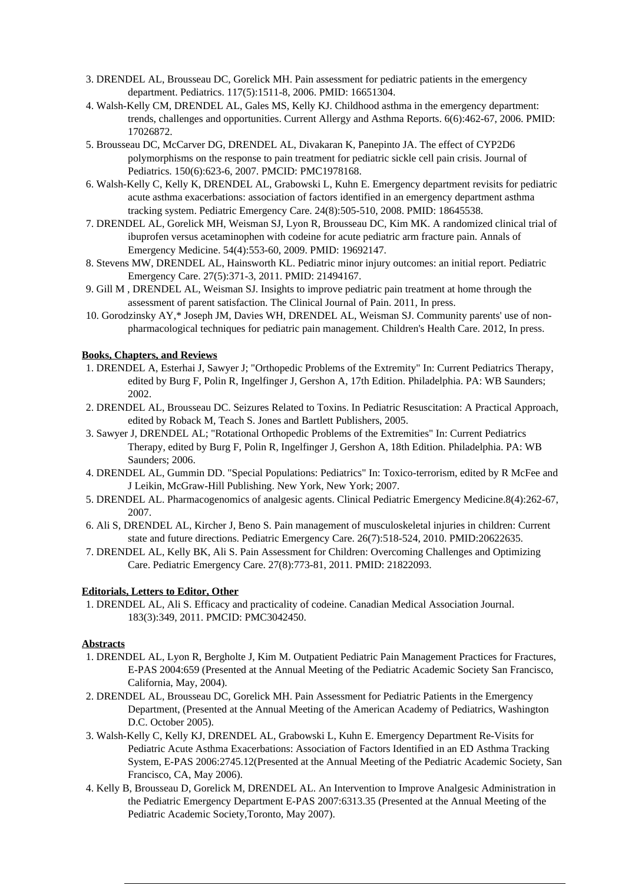3. DRENDEL AL, Brousseau DC, Gorelick MH. Pain assessment for pediatric patients in the emergency department. Pediatrics. 117(5):1511-8, 2006. PMID: 16651304.
4. Walsh-Kelly CM, DRENDEL AL, Gales MS, Kelly KJ. Childhood asthma in the emergency department: trends, challenges and opportunities. Current Allergy and Asthma Reports. 6(6):462-67, 2006. PMID: 17026872.
5. Brousseau DC, McCarver DG, DRENDEL AL, Divakaran K, Panepinto JA. The effect of CYP2D6 polymorphisms on the response to pain treatment for pediatric sickle cell pain crisis. Journal of Pediatrics. 150(6):623-6, 2007. PMCID: PMC1978168.
6. Walsh-Kelly C, Kelly K, DRENDEL AL, Grabowski L, Kuhn E. Emergency department revisits for pediatric acute asthma exacerbations: association of factors identified in an emergency department asthma tracking system. Pediatric Emergency Care. 24(8):505-510, 2008. PMID: 18645538.
7. DRENDEL AL, Gorelick MH, Weisman SJ, Lyon R, Brousseau DC, Kim MK. A randomized clinical trial of ibuprofen versus acetaminophen with codeine for acute pediatric arm fracture pain. Annals of Emergency Medicine. 54(4):553-60, 2009. PMID: 19692147.
8. Stevens MW, DRENDEL AL, Hainsworth KL. Pediatric minor injury outcomes: an initial report. Pediatric Emergency Care. 27(5):371-3, 2011. PMID: 21494167.
9. Gill M , DRENDEL AL, Weisman SJ. Insights to improve pediatric pain treatment at home through the assessment of parent satisfaction. The Clinical Journal of Pain. 2011, In press.
10. Gorodzinsky AY,* Joseph JM, Davies WH, DRENDEL AL, Weisman SJ. Community parents' use of non-pharmacological techniques for pediatric pain management. Children's Health Care. 2012, In press.

**Books, Chapters, and Reviews**

1. DRENDEL A, Esterhai J, Sawyer J; "Orthopedic Problems of the Extremity" In: Current Pediatrics Therapy, edited by Burg F, Polin R, Ingelfinger J, Gershon A, 17th Edition. Philadelphia. PA: WB Saunders; 2002.
2. DRENDEL AL, Brousseau DC. Seizures Related to Toxins. In Pediatric Resuscitation: A Practical Approach, edited by Roback M, Teach S. Jones and Bartlett Publishers, 2005.
3. Sawyer J, DRENDEL AL; "Rotational Orthopedic Problems of the Extremities" In: Current Pediatrics Therapy, edited by Burg F, Polin R, Ingelfinger J, Gershon A, 18th Edition. Philadelphia. PA: WB Saunders; 2006.
4. DRENDEL AL, Gummin DD. "Special Populations: Pediatrics" In: Toxico-terrorism, edited by R McFee and J Leikin, McGraw-Hill Publishing. New York, New York; 2007.
5. DRENDEL AL. Pharmacogenomics of analgesic agents. Clinical Pediatric Emergency Medicine.8(4):262-67, 2007.
6. Ali S, DRENDEL AL, Kircher J, Beno S. Pain management of musculoskeletal injuries in children: Current state and future directions. Pediatric Emergency Care. 26(7):518-524, 2010. PMID:20622635.
7. DRENDEL AL, Kelly BK, Ali S. Pain Assessment for Children: Overcoming Challenges and Optimizing Care. Pediatric Emergency Care. 27(8):773-81, 2011. PMID: 21822093.

**Editorials, Letters to Editor, Other**

1. DRENDEL AL, Ali S. Efficacy and practicality of codeine. Canadian Medical Association Journal. 183(3):349, 2011. PMCID: PMC3042450.

**Abstracts**

1. DRENDEL AL, Lyon R, Bergholte J, Kim M. Outpatient Pediatric Pain Management Practices for Fractures, E-PAS 2004:659 (Presented at the Annual Meeting of the Pediatric Academic Society San Francisco, California, May, 2004).
2. DRENDEL AL, Brousseau DC, Gorelick MH. Pain Assessment for Pediatric Patients in the Emergency Department, (Presented at the Annual Meeting of the American Academy of Pediatrics, Washington D.C. October 2005).
3. Walsh-Kelly C, Kelly KJ, DRENDEL AL, Grabowski L, Kuhn E. Emergency Department Re-Visits for Pediatric Acute Asthma Exacerbations: Association of Factors Identified in an ED Asthma Tracking System, E-PAS 2006:2745.12(Presented at the Annual Meeting of the Pediatric Academic Society, San Francisco, CA, May 2006).
4. Kelly B, Brousseau D, Gorelick M, DRENDEL AL. An Intervention to Improve Analgesic Administration in the Pediatric Emergency Department E-PAS 2007:6313.35 (Presented at the Annual Meeting of the Pediatric Academic Society,Toronto, May 2007).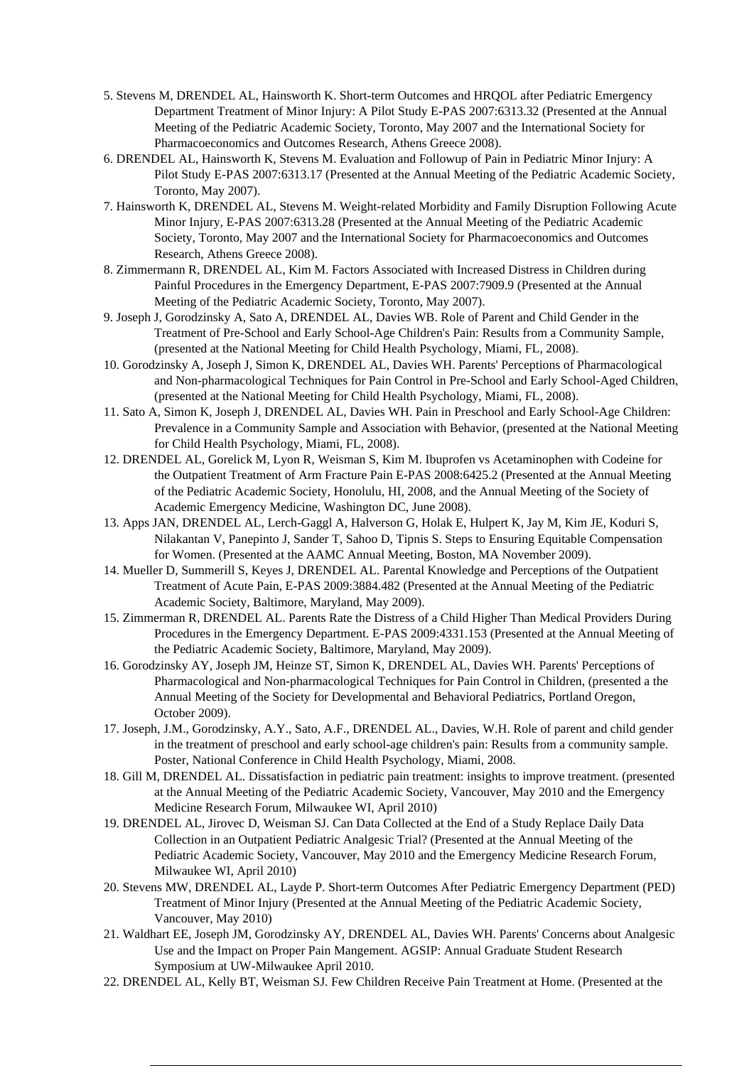5. Stevens M, DRENDEL AL, Hainsworth K. Short-term Outcomes and HRQOL after Pediatric Emergency Department Treatment of Minor Injury: A Pilot Study E-PAS 2007:6313.32 (Presented at the Annual Meeting of the Pediatric Academic Society, Toronto, May 2007 and the International Society for Pharmacoeconomics and Outcomes Research, Athens Greece 2008).
6. DRENDEL AL, Hainsworth K, Stevens M. Evaluation and Followup of Pain in Pediatric Minor Injury: A Pilot Study E-PAS 2007:6313.17 (Presented at the Annual Meeting of the Pediatric Academic Society, Toronto, May 2007).
7. Hainsworth K, DRENDEL AL, Stevens M. Weight-related Morbidity and Family Disruption Following Acute Minor Injury, E-PAS 2007:6313.28 (Presented at the Annual Meeting of the Pediatric Academic Society, Toronto, May 2007 and the International Society for Pharmacoeconomics and Outcomes Research, Athens Greece 2008).
8. Zimmermann R, DRENDEL AL, Kim M. Factors Associated with Increased Distress in Children during Painful Procedures in the Emergency Department, E-PAS 2007:7909.9 (Presented at the Annual Meeting of the Pediatric Academic Society, Toronto, May 2007).
9. Joseph J, Gorodzinsky A, Sato A, DRENDEL AL, Davies WB. Role of Parent and Child Gender in the Treatment of Pre-School and Early School-Age Children's Pain: Results from a Community Sample, (presented at the National Meeting for Child Health Psychology, Miami, FL, 2008).
10. Gorodzinsky A, Joseph J, Simon K, DRENDEL AL, Davies WH. Parents' Perceptions of Pharmacological and Non-pharmacological Techniques for Pain Control in Pre-School and Early School-Aged Children, (presented at the National Meeting for Child Health Psychology, Miami, FL, 2008).
11. Sato A, Simon K, Joseph J, DRENDEL AL, Davies WH. Pain in Preschool and Early School-Age Children: Prevalence in a Community Sample and Association with Behavior, (presented at the National Meeting for Child Health Psychology, Miami, FL, 2008).
12. DRENDEL AL, Gorelick M, Lyon R, Weisman S, Kim M. Ibuprofen vs Acetaminophen with Codeine for the Outpatient Treatment of Arm Fracture Pain E-PAS 2008:6425.2 (Presented at the Annual Meeting of the Pediatric Academic Society, Honolulu, HI, 2008, and the Annual Meeting of the Society of Academic Emergency Medicine, Washington DC, June 2008).
13. Apps JAN, DRENDEL AL, Lerch-Gaggl A, Halverson G, Holak E, Hulpert K, Jay M, Kim JE, Koduri S, Nilakantan V, Panepinto J, Sander T, Sahoo D, Tipnis S. Steps to Ensuring Equitable Compensation for Women. (Presented at the AAMC Annual Meeting, Boston, MA November 2009).
14. Mueller D, Summerill S, Keyes J, DRENDEL AL. Parental Knowledge and Perceptions of the Outpatient Treatment of Acute Pain, E-PAS 2009:3884.482 (Presented at the Annual Meeting of the Pediatric Academic Society, Baltimore, Maryland, May 2009).
15. Zimmerman R, DRENDEL AL. Parents Rate the Distress of a Child Higher Than Medical Providers During Procedures in the Emergency Department. E-PAS 2009:4331.153 (Presented at the Annual Meeting of the Pediatric Academic Society, Baltimore, Maryland, May 2009).
16. Gorodzinsky AY, Joseph JM, Heinze ST, Simon K, DRENDEL AL, Davies WH. Parents' Perceptions of Pharmacological and Non-pharmacological Techniques for Pain Control in Children, (presented a the Annual Meeting of the Society for Developmental and Behavioral Pediatrics, Portland Oregon, October 2009).
17. Joseph, J.M., Gorodzinsky, A.Y., Sato, A.F., DRENDEL AL., Davies, W.H. Role of parent and child gender in the treatment of preschool and early school-age children's pain: Results from a community sample. Poster, National Conference in Child Health Psychology, Miami, 2008.
18. Gill M, DRENDEL AL. Dissatisfaction in pediatric pain treatment: insights to improve treatment. (presented at the Annual Meeting of the Pediatric Academic Society, Vancouver, May 2010 and the Emergency Medicine Research Forum, Milwaukee WI, April 2010)
19. DRENDEL AL, Jirovec D, Weisman SJ. Can Data Collected at the End of a Study Replace Daily Data Collection in an Outpatient Pediatric Analgesic Trial? (Presented at the Annual Meeting of the Pediatric Academic Society, Vancouver, May 2010 and the Emergency Medicine Research Forum, Milwaukee WI, April 2010)
20. Stevens MW, DRENDEL AL, Layde P. Short-term Outcomes After Pediatric Emergency Department (PED) Treatment of Minor Injury (Presented at the Annual Meeting of the Pediatric Academic Society, Vancouver, May 2010)
21. Waldhart EE, Joseph JM, Gorodzinsky AY, DRENDEL AL, Davies WH. Parents' Concerns about Analgesic Use and the Impact on Proper Pain Mangement. AGSIP: Annual Graduate Student Research Symposium at UW-Milwaukee April 2010.
22. DRENDEL AL, Kelly BT, Weisman SJ. Few Children Receive Pain Treatment at Home. (Presented at the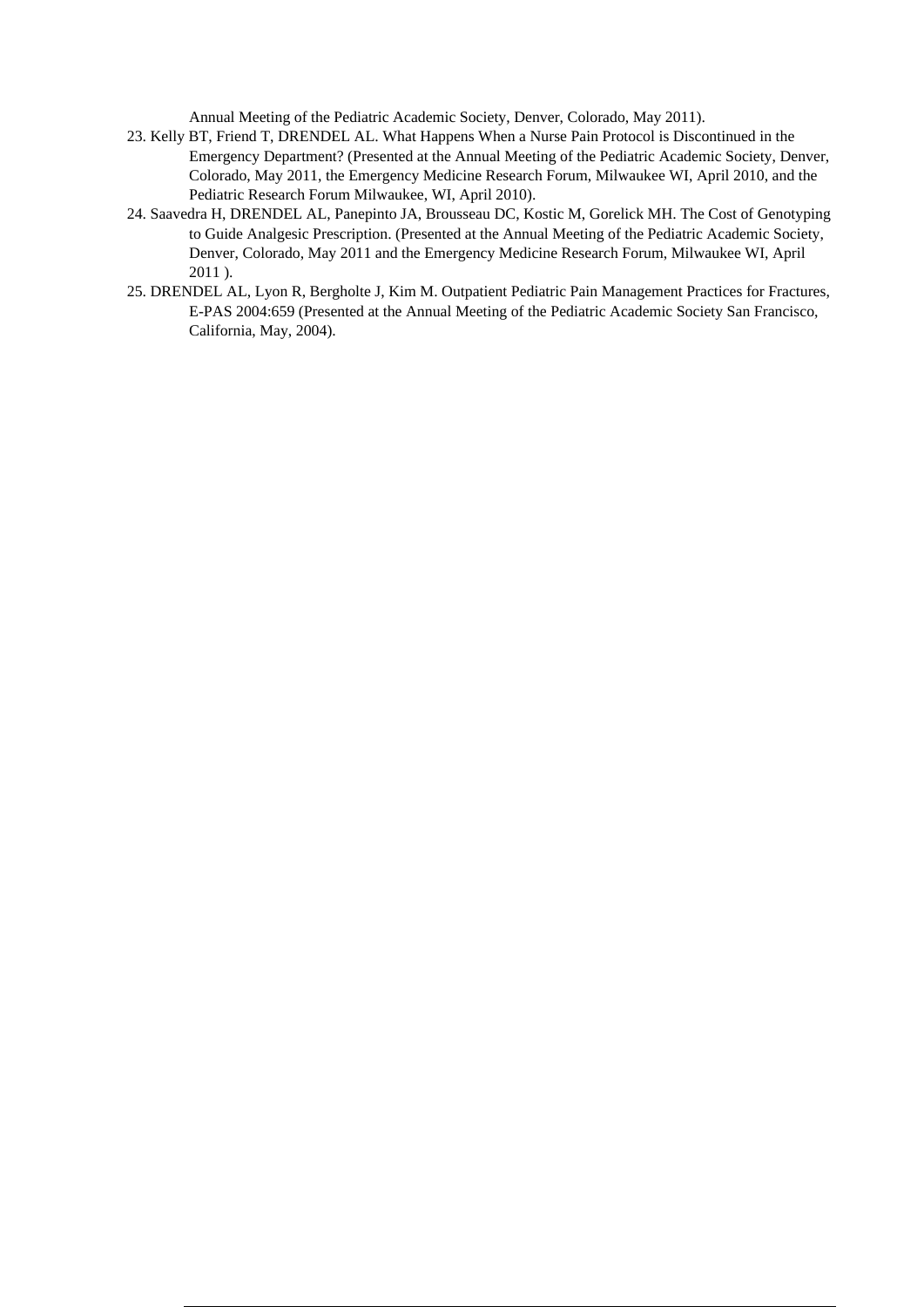Annual Meeting of the Pediatric Academic Society, Denver, Colorado, May 2011).

23. Kelly BT, Friend T, DRENDEL AL. What Happens When a Nurse Pain Protocol is Discontinued in the Emergency Department? (Presented at the Annual Meeting of the Pediatric Academic Society, Denver, Colorado, May 2011, the Emergency Medicine Research Forum, Milwaukee WI, April 2010, and the Pediatric Research Forum Milwaukee, WI, April 2010).
24. Saavedra H, DRENDEL AL, Panepinto JA, Brousseau DC, Kostic M, Gorelick MH. The Cost of Genotyping to Guide Analgesic Prescription. (Presented at the Annual Meeting of the Pediatric Academic Society, Denver, Colorado, May 2011 and the Emergency Medicine Research Forum, Milwaukee WI, April 2011 ).
25. DRENDEL AL, Lyon R, Bergholte J, Kim M. Outpatient Pediatric Pain Management Practices for Fractures, E-PAS 2004:659 (Presented at the Annual Meeting of the Pediatric Academic Society San Francisco, California, May, 2004).